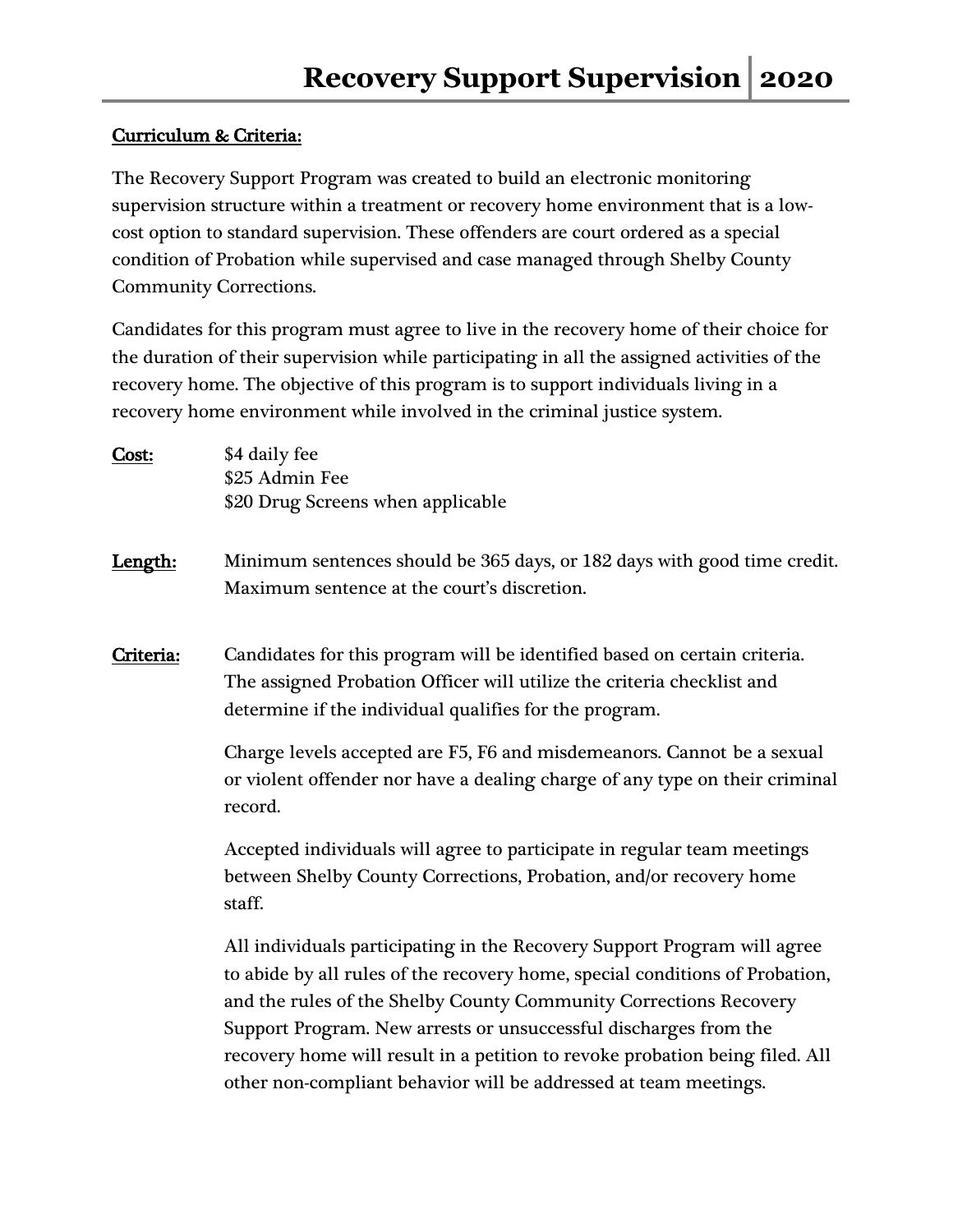# Recovery Support Supervision | 2020

**Curriculum & Criteria:**

The Recovery Support Program was created to build an electronic monitoring supervision structure within a treatment or recovery home environment that is a low-cost option to standard supervision. These offenders are court ordered as a special condition of Probation while supervised and case managed through Shelby County Community Corrections.

Candidates for this program must agree to live in the recovery home of their choice for the duration of their supervision while participating in all the assigned activities of the recovery home. The objective of this program is to support individuals living in a recovery home environment while involved in the criminal justice system.

**Cost:**

$4 daily fee
$25 Admin Fee
$20 Drug Screens when applicable

**Length:**

Minimum sentences should be 365 days, or 182 days with good time credit. Maximum sentence at the court's discretion.

**Criteria:**

Candidates for this program will be identified based on certain criteria. The assigned Probation Officer will utilize the criteria checklist and determine if the individual qualifies for the program.

Charge levels accepted are F5, F6 and misdemeanors. Cannot be a sexual or violent offender nor have a dealing charge of any type on their criminal record.

Accepted individuals will agree to participate in regular team meetings between Shelby County Corrections, Probation, and/or recovery home staff.

All individuals participating in the Recovery Support Program will agree to abide by all rules of the recovery home, special conditions of Probation, and the rules of the Shelby County Community Corrections Recovery Support Program. New arrests or unsuccessful discharges from the recovery home will result in a petition to revoke probation being filed. All other non-compliant behavior will be addressed at team meetings.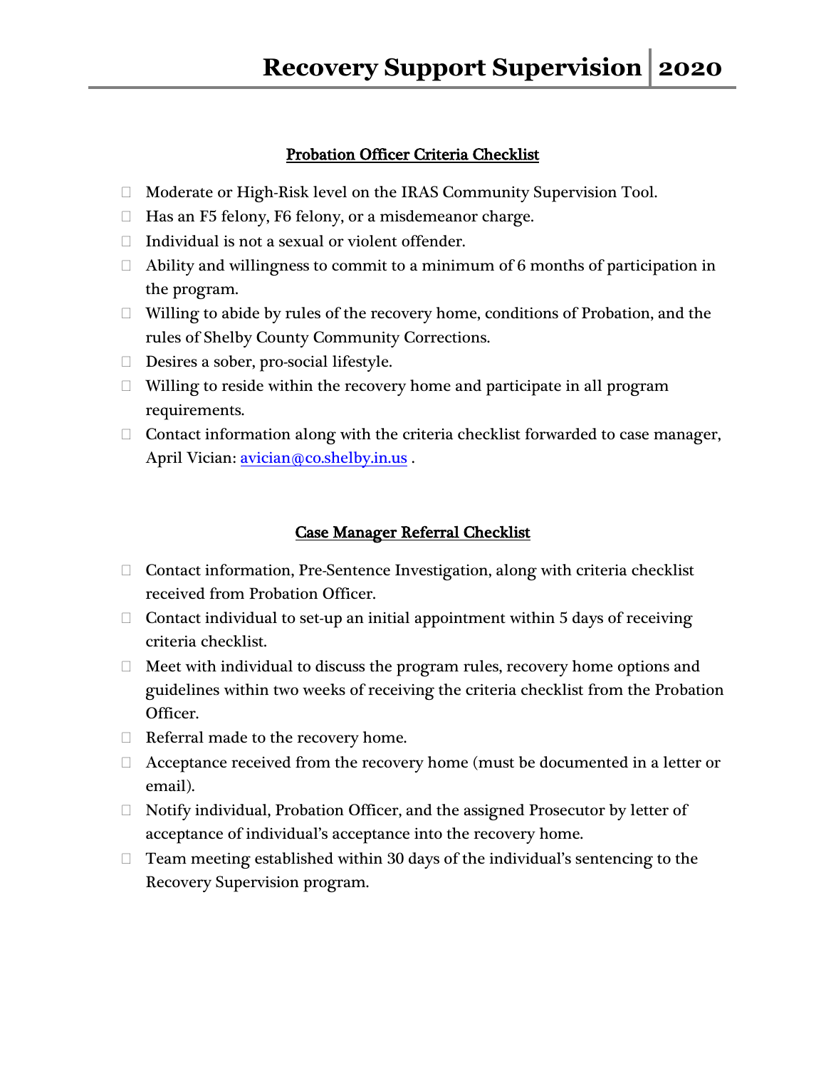## Probation Officer Criteria Checklist

- Moderate or High-Risk level on the IRAS Community Supervision Tool.
- Has an F5 felony, F6 felony, or a misdemeanor charge.
- Individual is not a sexual or violent offender.
- Ability and willingness to commit to a minimum of 6 months of participation in the program.
- Willing to abide by rules of the recovery home, conditions of Probation, and the rules of Shelby County Community Corrections.
- Desires a sober, pro-social lifestyle.
- Willing to reside within the recovery home and participate in all program requirements.
- Contact information along with the criteria checklist forwarded to case manager, April Vician: avician@co.shelby.in.us .

## Case Manager Referral Checklist

- Contact information, Pre-Sentence Investigation, along with criteria checklist received from Probation Officer.
- Contact individual to set-up an initial appointment within 5 days of receiving criteria checklist.
- Meet with individual to discuss the program rules, recovery home options and guidelines within two weeks of receiving the criteria checklist from the Probation Officer.
- Referral made to the recovery home.
- Acceptance received from the recovery home (must be documented in a letter or email).
- Notify individual, Probation Officer, and the assigned Prosecutor by letter of acceptance of individual's acceptance into the recovery home.
- Team meeting established within 30 days of the individual's sentencing to the Recovery Supervision program.